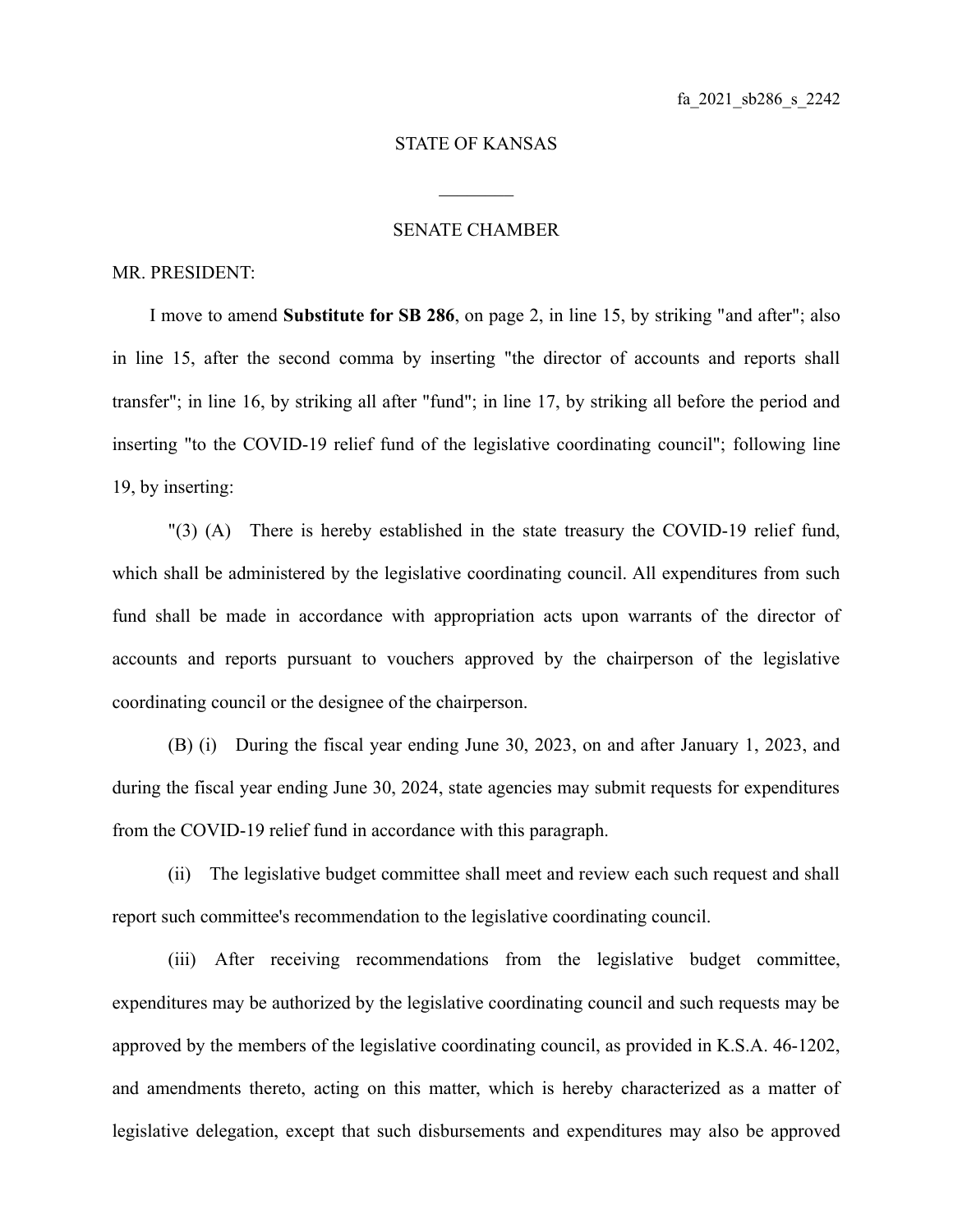fa_2021_sb286_s_2242

STATE OF KANSAS

________

SENATE CHAMBER

MR. PRESIDENT:

I move to amend **Substitute for SB 286**, on page 2, in line 15, by striking "and after"; also in line 15, after the second comma by inserting "the director of accounts and reports shall transfer"; in line 16, by striking all after "fund"; in line 17, by striking all before the period and inserting "to the COVID-19 relief fund of the legislative coordinating council"; following line 19, by inserting:

"(3) (A) There is hereby established in the state treasury the COVID-19 relief fund, which shall be administered by the legislative coordinating council. All expenditures from such fund shall be made in accordance with appropriation acts upon warrants of the director of accounts and reports pursuant to vouchers approved by the chairperson of the legislative coordinating council or the designee of the chairperson.

(B) (i) During the fiscal year ending June 30, 2023, on and after January 1, 2023, and during the fiscal year ending June 30, 2024, state agencies may submit requests for expenditures from the COVID-19 relief fund in accordance with this paragraph.

(ii) The legislative budget committee shall meet and review each such request and shall report such committee's recommendation to the legislative coordinating council.

(iii) After receiving recommendations from the legislative budget committee, expenditures may be authorized by the legislative coordinating council and such requests may be approved by the members of the legislative coordinating council, as provided in K.S.A. 46-1202, and amendments thereto, acting on this matter, which is hereby characterized as a matter of legislative delegation, except that such disbursements and expenditures may also be approved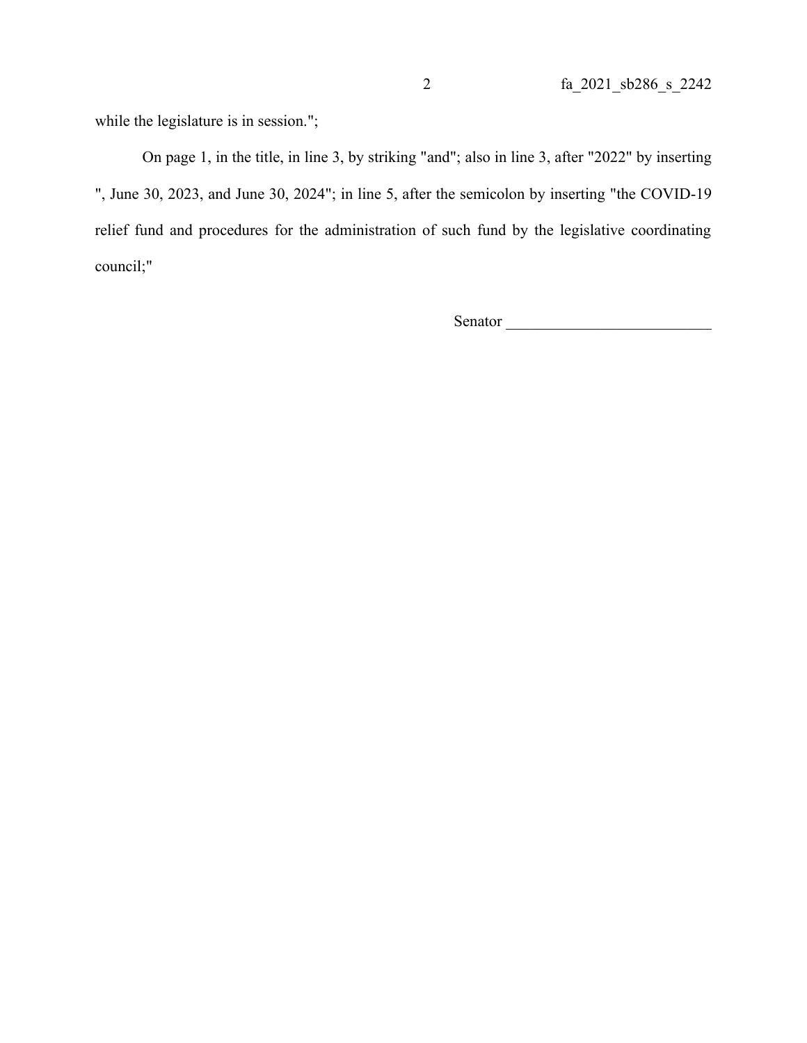while the legislature is in session.";

On page 1, in the title, in line 3, by striking "and"; also in line 3, after "2022" by inserting ", June 30, 2023, and June 30, 2024"; in line 5, after the semicolon by inserting "the COVID-19 relief fund and procedures for the administration of such fund by the legislative coordinating council;"

Senator ___________________________